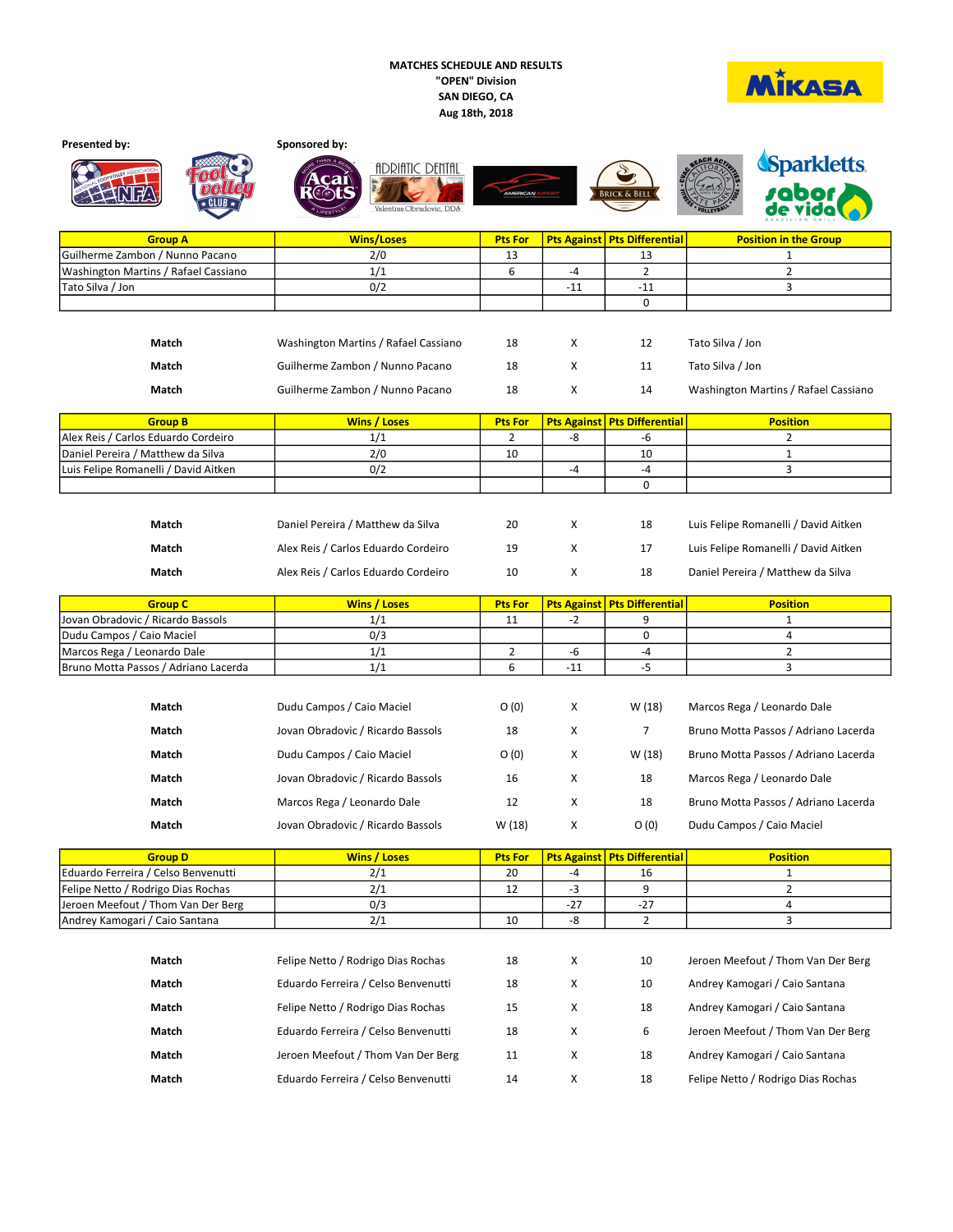**MATCHES SCHEDULE AND RESULTS**
**"OPEN" Division**
**SAN DIEGO, CA**
**Aug 18th, 2018**

MIKASA

**Presented by:**

**Sponsored by:**

| Group A | Wins/Loses | Pts For | Pts Against | Pts Differential | Position in the Group |
|---|---|---|---|---|---|
| Guilherme Zambon / Nunno Pacano | 2/0 | 13 | | 13 | 1 |
| Washington Martins / Rafael Cassiano | 1/1 | 6 | -4 | 2 | 2 |
| Tato Silva / Jon | 0/2 | | -11 | -11 | 3 |
| | | | | 0 | |

| | | | | | |
|---|---|---|---|---|---|
| Match | Washington Martins / Rafael Cassiano | 18 | X | 12 | Tato Silva / Jon |
| Match | Guilherme Zambon / Nunno Pacano | 18 | X | 11 | Tato Silva / Jon |
| Match | Guilherme Zambon / Nunno Pacano | 18 | X | 14 | Washington Martins / Rafael Cassiano |

| Group B | Wins / Loses | Pts For | Pts Against | Pts Differential | Position |
|---|---|---|---|---|---|
| Alex Reis / Carlos Eduardo Cordeiro | 1/1 | 2 | -8 | -6 | 2 |
| Daniel Pereira / Matthew da Silva | 2/0 | 10 | | 10 | 1 |
| Luis Felipe Romanelli / David Aitken | 0/2 | | -4 | -4 | 3 |
| | | | | 0 | |

| | | | | | |
|---|---|---|---|---|---|
| Match | Daniel Pereira / Matthew da Silva | 20 | X | 18 | Luis Felipe Romanelli / David Aitken |
| Match | Alex Reis / Carlos Eduardo Cordeiro | 19 | X | 17 | Luis Felipe Romanelli / David Aitken |
| Match | Alex Reis / Carlos Eduardo Cordeiro | 10 | X | 18 | Daniel Pereira / Matthew da Silva |

| Group C | Wins / Loses | Pts For | Pts Against | Pts Differential | Position |
|---|---|---|---|---|---|
| Jovan Obradovic / Ricardo Bassols | 1/1 | 11 | -2 | 9 | 1 |
| Dudu Campos / Caio Maciel | 0/3 | | | 0 | 4 |
| Marcos Rega / Leonardo Dale | 1/1 | 2 | -6 | -4 | 2 |
| Bruno Motta Passos / Adriano Lacerda | 1/1 | 6 | -11 | -5 | 3 |

| | | | | | |
|---|---|---|---|---|---|
| Match | Dudu Campos / Caio Maciel | O (0) | X | W (18) | Marcos Rega / Leonardo Dale |
| Match | Jovan Obradovic / Ricardo Bassols | 18 | X | 7 | Bruno Motta Passos / Adriano Lacerda |
| Match | Dudu Campos / Caio Maciel | O (0) | X | W (18) | Bruno Motta Passos / Adriano Lacerda |
| Match | Jovan Obradovic / Ricardo Bassols | 16 | X | 18 | Marcos Rega / Leonardo Dale |
| Match | Marcos Rega / Leonardo Dale | 12 | X | 18 | Bruno Motta Passos / Adriano Lacerda |
| Match | Jovan Obradovic / Ricardo Bassols | W (18) | X | O (0) | Dudu Campos / Caio Maciel |

| Group D | Wins / Loses | Pts For | Pts Against | Pts Differential | Position |
|---|---|---|---|---|---|
| Eduardo Ferreira / Celso Benvenutti | 2/1 | 20 | -4 | 16 | 1 |
| Felipe Netto / Rodrigo Dias Rochas | 2/1 | 12 | -3 | 9 | 2 |
| Jeroen Meefout / Thom Van Der Berg | 0/3 | | -27 | -27 | 4 |
| Andrey Kamogari / Caio Santana | 2/1 | 10 | -8 | 2 | 3 |

| | | | | | |
|---|---|---|---|---|---|
| Match | Felipe Netto / Rodrigo Dias Rochas | 18 | X | 10 | Jeroen Meefout / Thom Van Der Berg |
| Match | Eduardo Ferreira / Celso Benvenutti | 18 | X | 10 | Andrey Kamogari / Caio Santana |
| Match | Felipe Netto / Rodrigo Dias Rochas | 15 | X | 18 | Andrey Kamogari / Caio Santana |
| Match | Eduardo Ferreira / Celso Benvenutti | 18 | X | 6 | Jeroen Meefout / Thom Van Der Berg |
| Match | Jeroen Meefout / Thom Van Der Berg | 11 | X | 18 | Andrey Kamogari / Caio Santana |
| Match | Eduardo Ferreira / Celso Benvenutti | 14 | X | 18 | Felipe Netto / Rodrigo Dias Rochas |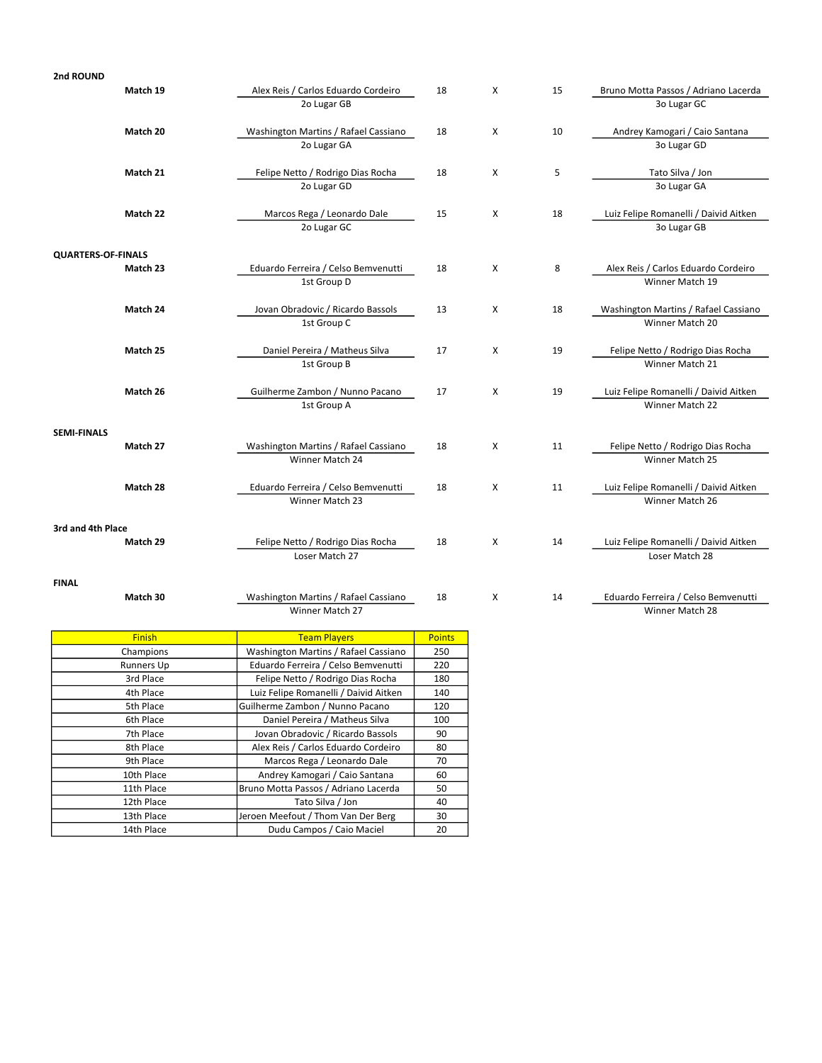**2nd ROUND**

| | | | | | |
|---|---|---|---|---|---|
| **Match 19** | Alex Reis / Carlos Eduardo Cordeiro<br>2o Lugar GB | 18 | X | 15 | Bruno Motta Passos / Adriano Lacerda<br>3o Lugar GC |
| **Match 20** | Washington Martins / Rafael Cassiano<br>2o Lugar GA | 18 | X | 10 | Andrey Kamogari / Caio Santana<br>3o Lugar GD |
| **Match 21** | Felipe Netto / Rodrigo Dias Rocha<br>2o Lugar GD | 18 | X | 5 | Tato Silva / Jon<br>3o Lugar GA |
| **Match 22** | Marcos Rega / Leonardo Dale<br>2o Lugar GC | 15 | X | 18 | Luiz Felipe Romanelli / Daivid Aitken<br>3o Lugar GB |

**QUARTERS-OF-FINALS**

| | | | | | |
|---|---|---|---|---|---|
| **Match 23** | Eduardo Ferreira / Celso Bemvenutti<br>1st Group D | 18 | X | 8 | Alex Reis / Carlos Eduardo Cordeiro<br>Winner Match 19 |
| **Match 24** | Jovan Obradovic / Ricardo Bassols<br>1st Group C | 13 | X | 18 | Washington Martins / Rafael Cassiano<br>Winner Match 20 |
| **Match 25** | Daniel Pereira / Matheus Silva<br>1st Group B | 17 | X | 19 | Felipe Netto / Rodrigo Dias Rocha<br>Winner Match 21 |
| **Match 26** | Guilherme Zambon / Nunno Pacano<br>1st Group A | 17 | X | 19 | Luiz Felipe Romanelli / Daivid Aitken<br>Winner Match 22 |

**SEMI-FINALS**

| | | | | | |
|---|---|---|---|---|---|
| **Match 27** | Washington Martins / Rafael Cassiano<br>Winner Match 24 | 18 | X | 11 | Felipe Netto / Rodrigo Dias Rocha<br>Winner Match 25 |
| **Match 28** | Eduardo Ferreira / Celso Bemvenutti<br>Winner Match 23 | 18 | X | 11 | Luiz Felipe Romanelli / Daivid Aitken<br>Winner Match 26 |

**3rd and 4th Place**

| | | | | | |
|---|---|---|---|---|---|
| **Match 29** | Felipe Netto / Rodrigo Dias Rocha<br>Loser Match 27 | 18 | X | 14 | Luiz Felipe Romanelli / Daivid Aitken<br>Loser Match 28 |

**FINAL**

| | | | | | |
|---|---|---|---|---|---|
| **Match 30** | Washington Martins / Rafael Cassiano<br>Winner Match 27 | 18 | X | 14 | Eduardo Ferreira / Celso Bemvenutti<br>Winner Match 28 |

| Finish | Team Players | Points |
|---|---|---|
| Champions | Washington Martins / Rafael Cassiano | 250 |
| Runners Up | Eduardo Ferreira / Celso Bemvenutti | 220 |
| 3rd Place | Felipe Netto / Rodrigo Dias Rocha | 180 |
| 4th Place | Luiz Felipe Romanelli / Daivid Aitken | 140 |
| 5th Place | Guilherme Zambon / Nunno Pacano | 120 |
| 6th Place | Daniel Pereira / Matheus Silva | 100 |
| 7th Place | Jovan Obradovic / Ricardo Bassols | 90 |
| 8th Place | Alex Reis / Carlos Eduardo Cordeiro | 80 |
| 9th Place | Marcos Rega / Leonardo Dale | 70 |
| 10th Place | Andrey Kamogari / Caio Santana | 60 |
| 11th Place | Bruno Motta Passos / Adriano Lacerda | 50 |
| 12th Place | Tato Silva / Jon | 40 |
| 13th Place | Jeroen Meefout / Thom Van Der Berg | 30 |
| 14th Place | Dudu Campos / Caio Maciel | 20 |